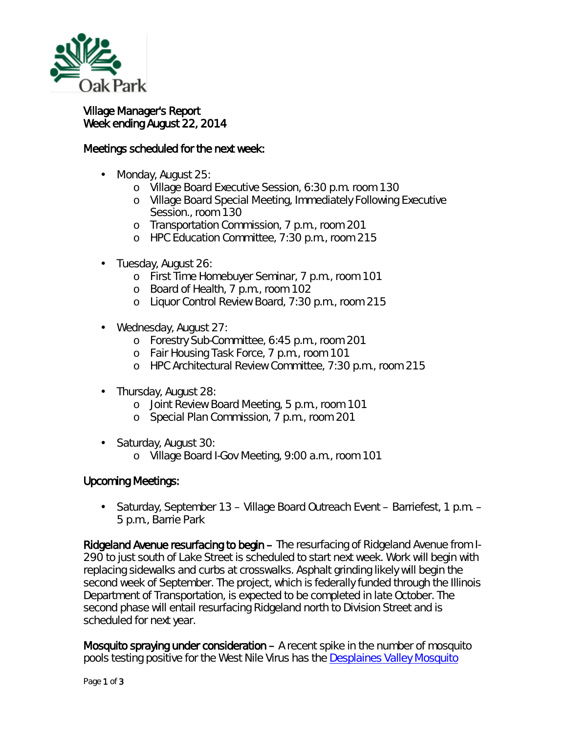Oak Park

**Village Manager's Report**
**Week ending August 22, 2014**

## Meetings scheduled for the next week:

- Monday, August 25:
  - Village Board Executive Session, 6:30 p.m. room 130
  - Village Board Special Meeting, Immediately Following Executive Session., room 130
  - Transportation Commission, 7 p.m., room 201
  - HPC Education Committee, 7:30 p.m., room 215
- Tuesday, August 26:
  - First Time Homebuyer Seminar, 7 p.m., room 101
  - Board of Health, 7 p.m., room 102
  - Liquor Control Review Board, 7:30 p.m., room 215
- Wednesday, August 27:
  - Forestry Sub-Committee, 6:45 p.m., room 201
  - Fair Housing Task Force, 7 p.m., room 101
  - HPC Architectural Review Committee, 7:30 p.m., room 215
- Thursday, August 28:
  - Joint Review Board Meeting, 5 p.m., room 101
  - Special Plan Commission, 7 p.m., room 201
- Saturday, August 30:
  - Village Board I-Gov Meeting, 9:00 a.m., room 101

## Upcoming Meetings:

- Saturday, September 13 – Village Board Outreach Event – Barriefest, 1 p.m. – 5 p.m., Barrie Park

**Ridgeland Avenue resurfacing to begin** – The resurfacing of Ridgeland Avenue from I-290 to just south of Lake Street is scheduled to start next week. Work will begin with replacing sidewalks and curbs at crosswalks. Asphalt grinding likely will begin the second week of September. The project, which is federally funded through the Illinois Department of Transportation, is expected to be completed in late October. The second phase will entail resurfacing Ridgeland north to Division Street and is scheduled for next year.

**Mosquito spraying under consideration** – A recent spike in the number of mosquito pools testing positive for the West Nile Virus has the Desplaines Valley Mosquito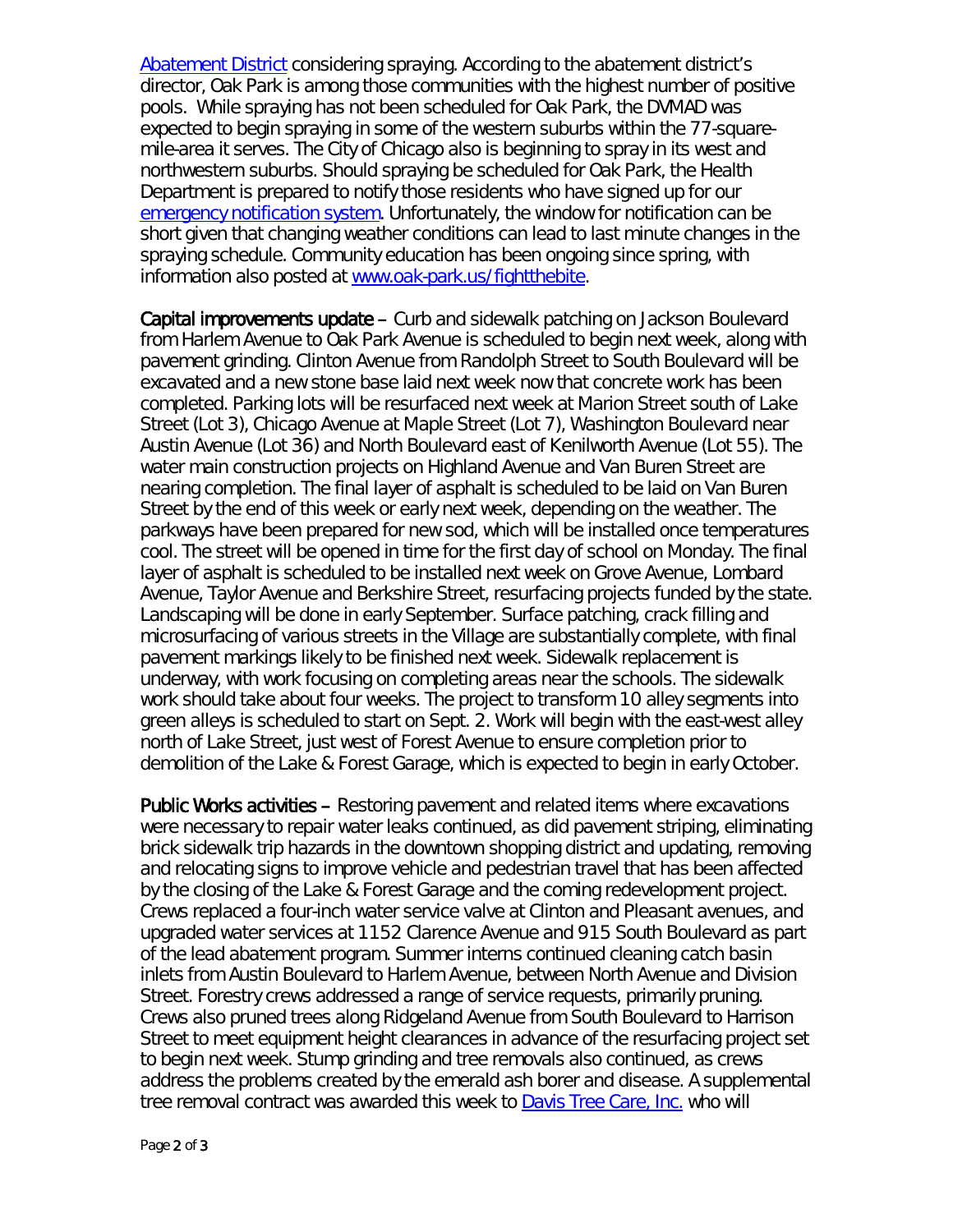Abatement District considering spraying. According to the abatement district's director, Oak Park is among those communities with the highest number of positive pools. While spraying has not been scheduled for Oak Park, the DVMAD was expected to begin spraying in some of the western suburbs within the 77-square-mile-area it serves. The City of Chicago also is beginning to spray in its west and northwestern suburbs. Should spraying be scheduled for Oak Park, the Health Department is prepared to notify those residents who have signed up for our emergency notification system. Unfortunately, the window for notification can be short given that changing weather conditions can lead to last minute changes in the spraying schedule. Community education has been ongoing since spring, with information also posted at www.oak-park.us/fightthebite.

**Capital improvements update** – Curb and sidewalk patching on Jackson Boulevard from Harlem Avenue to Oak Park Avenue is scheduled to begin next week, along with pavement grinding. Clinton Avenue from Randolph Street to South Boulevard will be excavated and a new stone base laid next week now that concrete work has been completed. Parking lots will be resurfaced next week at Marion Street south of Lake Street (Lot 3), Chicago Avenue at Maple Street (Lot 7), Washington Boulevard near Austin Avenue (Lot 36) and North Boulevard east of Kenilworth Avenue (Lot 55). The water main construction projects on Highland Avenue and Van Buren Street are nearing completion. The final layer of asphalt is scheduled to be laid on Van Buren Street by the end of this week or early next week, depending on the weather. The parkways have been prepared for new sod, which will be installed once temperatures cool. The street will be opened in time for the first day of school on Monday. The final layer of asphalt is scheduled to be installed next week on Grove Avenue, Lombard Avenue, Taylor Avenue and Berkshire Street, resurfacing projects funded by the state. Landscaping will be done in early September. Surface patching, crack filling and microsurfacing of various streets in the Village are substantially complete, with final pavement markings likely to be finished next week. Sidewalk replacement is underway, with work focusing on completing areas near the schools. The sidewalk work should take about four weeks. The project to transform 10 alley segments into green alleys is scheduled to start on Sept. 2. Work will begin with the east-west alley north of Lake Street, just west of Forest Avenue to ensure completion prior to demolition of the Lake & Forest Garage, which is expected to begin in early October.

**Public Works activities** – Restoring pavement and related items where excavations were necessary to repair water leaks continued, as did pavement striping, eliminating brick sidewalk trip hazards in the downtown shopping district and updating, removing and relocating signs to improve vehicle and pedestrian travel that has been affected by the closing of the Lake & Forest Garage and the coming redevelopment project. Crews replaced a four-inch water service valve at Clinton and Pleasant avenues, and upgraded water services at 1152 Clarence Avenue and 915 South Boulevard as part of the lead abatement program. Summer interns continued cleaning catch basin inlets from Austin Boulevard to Harlem Avenue, between North Avenue and Division Street. Forestry crews addressed a range of service requests, primarily pruning. Crews also pruned trees along Ridgeland Avenue from South Boulevard to Harrison Street to meet equipment height clearances in advance of the resurfacing project set to begin next week. Stump grinding and tree removals also continued, as crews address the problems created by the emerald ash borer and disease. A supplemental tree removal contract was awarded this week to Davis Tree Care, Inc. who will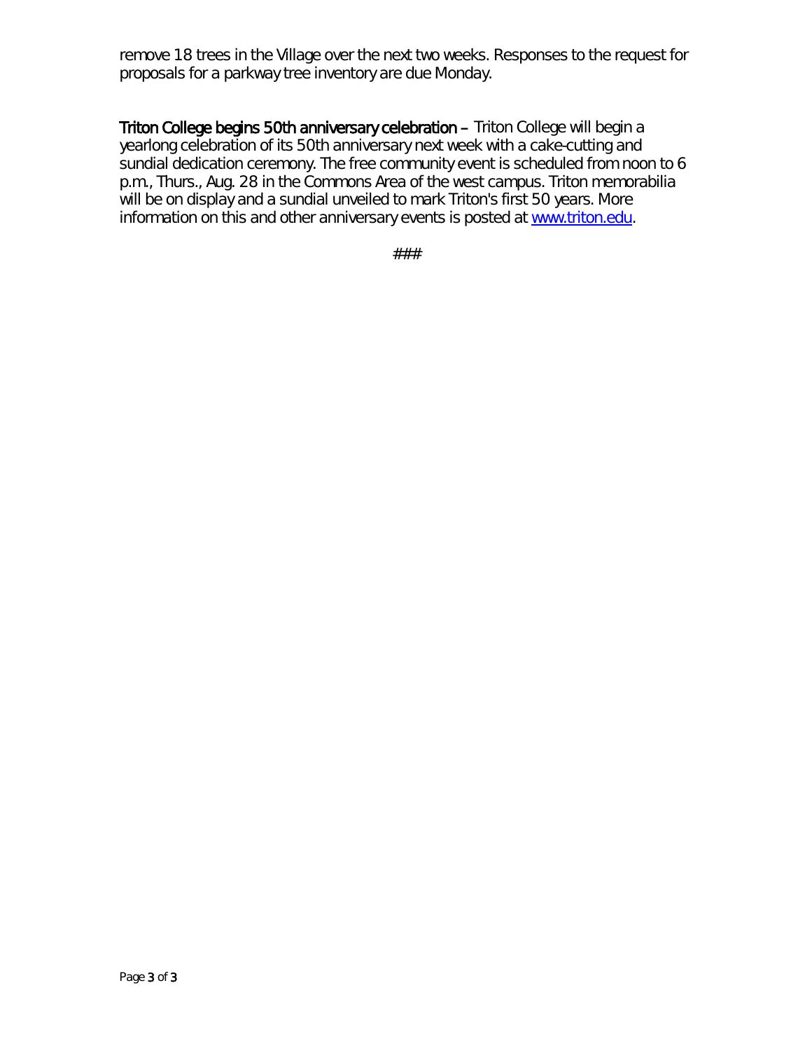remove 18 trees in the Village over the next two weeks. Responses to the request for proposals for a parkway tree inventory are due Monday.

**Triton College begins 50th anniversary celebration –** Triton College will begin a yearlong celebration of its 50th anniversary next week with a cake-cutting and sundial dedication ceremony. The free community event is scheduled from noon to 6 p.m., Thurs., Aug. 28 in the Commons Area of the west campus. Triton memorabilia will be on display and a sundial unveiled to mark Triton's first 50 years. More information on this and other anniversary events is posted at [www.triton.edu](www.triton.edu).

###